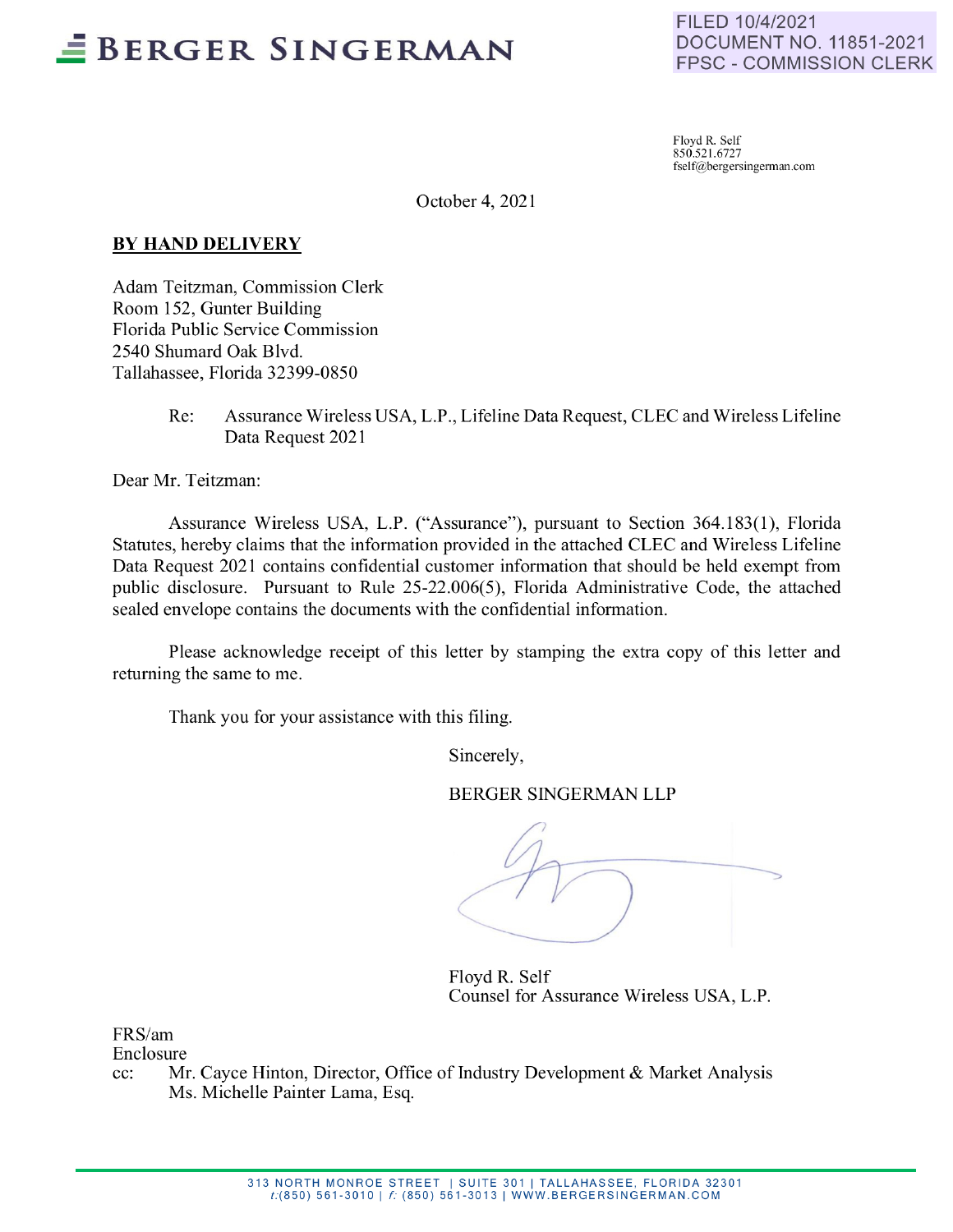**BERGER SINGERMAN**

FILED 10/4/2021
DOCUMENT NO. 11851-2021
FPSC - COMMISSION CLERK

Floyd R. Self
850.521.6727
fself@bergersingerman.com

October 4, 2021

**BY HAND DELIVERY**

Adam Teitzman, Commission Clerk
Room 152, Gunter Building
Florida Public Service Commission
2540 Shumard Oak Blvd.
Tallahassee, Florida 32399-0850

Re: Assurance Wireless USA, L.P., Lifeline Data Request, CLEC and Wireless Lifeline Data Request 2021

Dear Mr. Teitzman:

Assurance Wireless USA, L.P. ("Assurance"), pursuant to Section 364.183(1), Florida Statutes, hereby claims that the information provided in the attached CLEC and Wireless Lifeline Data Request 2021 contains confidential customer information that should be held exempt from public disclosure. Pursuant to Rule 25-22.006(5), Florida Administrative Code, the attached sealed envelope contains the documents with the confidential information.

Please acknowledge receipt of this letter by stamping the extra copy of this letter and returning the same to me.

Thank you for your assistance with this filing.

Sincerely,

BERGER SINGERMAN LLP

Floyd R. Self
Counsel for Assurance Wireless USA, L.P.

FRS/am
Enclosure
cc: Mr. Cayce Hinton, Director, Office of Industry Development & Market Analysis
Ms. Michelle Painter Lama, Esq.

313 NORTH MONROE STREET | SUITE 301 | TALLAHASSEE, FLORIDA 32301
t:(850) 561-3010 | f: (850) 561-3013 | WWW.BERGERSINGERMAN.COM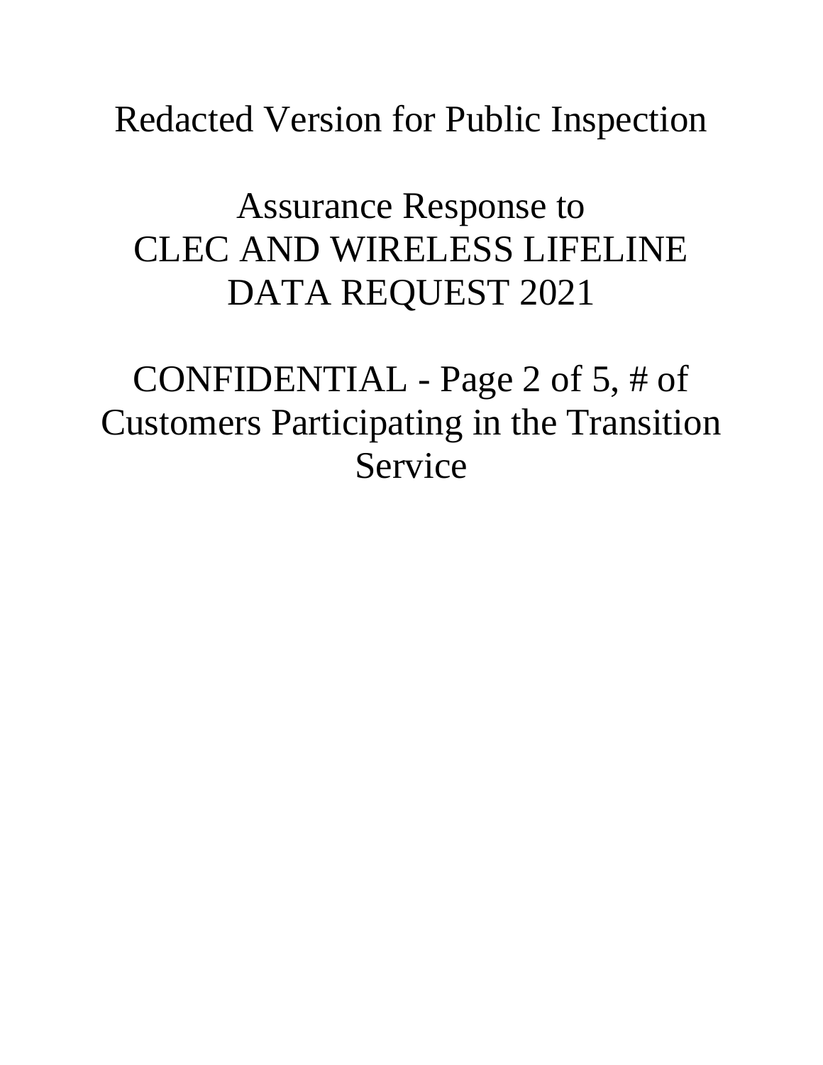# Redacted Version for Public Inspection

## Assurance Response to CLEC AND WIRELESS LIFELINE DATA REQUEST 2021

## CONFIDENTIAL - Page 2 of 5, # of Customers Participating in the Transition Service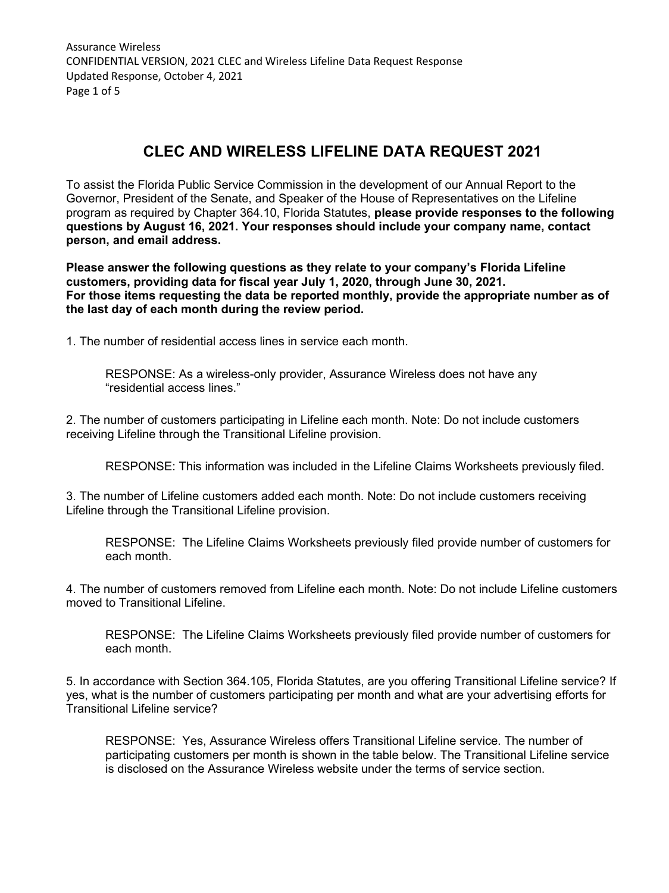# CLEC AND WIRELESS LIFELINE DATA REQUEST 2021

To assist the Florida Public Service Commission in the development of our Annual Report to the Governor, President of the Senate, and Speaker of the House of Representatives on the Lifeline program as required by Chapter 364.10, Florida Statutes, **please provide responses to the following questions by August 16, 2021. Your responses should include your company name, contact person, and email address.**

**Please answer the following questions as they relate to your company's Florida Lifeline customers, providing data for fiscal year July 1, 2020, through June 30, 2021. For those items requesting the data be reported monthly, provide the appropriate number as of the last day of each month during the review period.**

1. The number of residential access lines in service each month.

    RESPONSE: As a wireless-only provider, Assurance Wireless does not have any "residential access lines."

2. The number of customers participating in Lifeline each month. Note: Do not include customers receiving Lifeline through the Transitional Lifeline provision.

    RESPONSE: This information was included in the Lifeline Claims Worksheets previously filed.

3. The number of Lifeline customers added each month. Note: Do not include customers receiving Lifeline through the Transitional Lifeline provision.

    RESPONSE: The Lifeline Claims Worksheets previously filed provide number of customers for each month.

4. The number of customers removed from Lifeline each month. Note: Do not include Lifeline customers moved to Transitional Lifeline.

    RESPONSE: The Lifeline Claims Worksheets previously filed provide number of customers for each month.

5. In accordance with Section 364.105, Florida Statutes, are you offering Transitional Lifeline service? If yes, what is the number of customers participating per month and what are your advertising efforts for Transitional Lifeline service?

    RESPONSE: Yes, Assurance Wireless offers Transitional Lifeline service. The number of participating customers per month is shown in the table below. The Transitional Lifeline service is disclosed on the Assurance Wireless website under the terms of service section.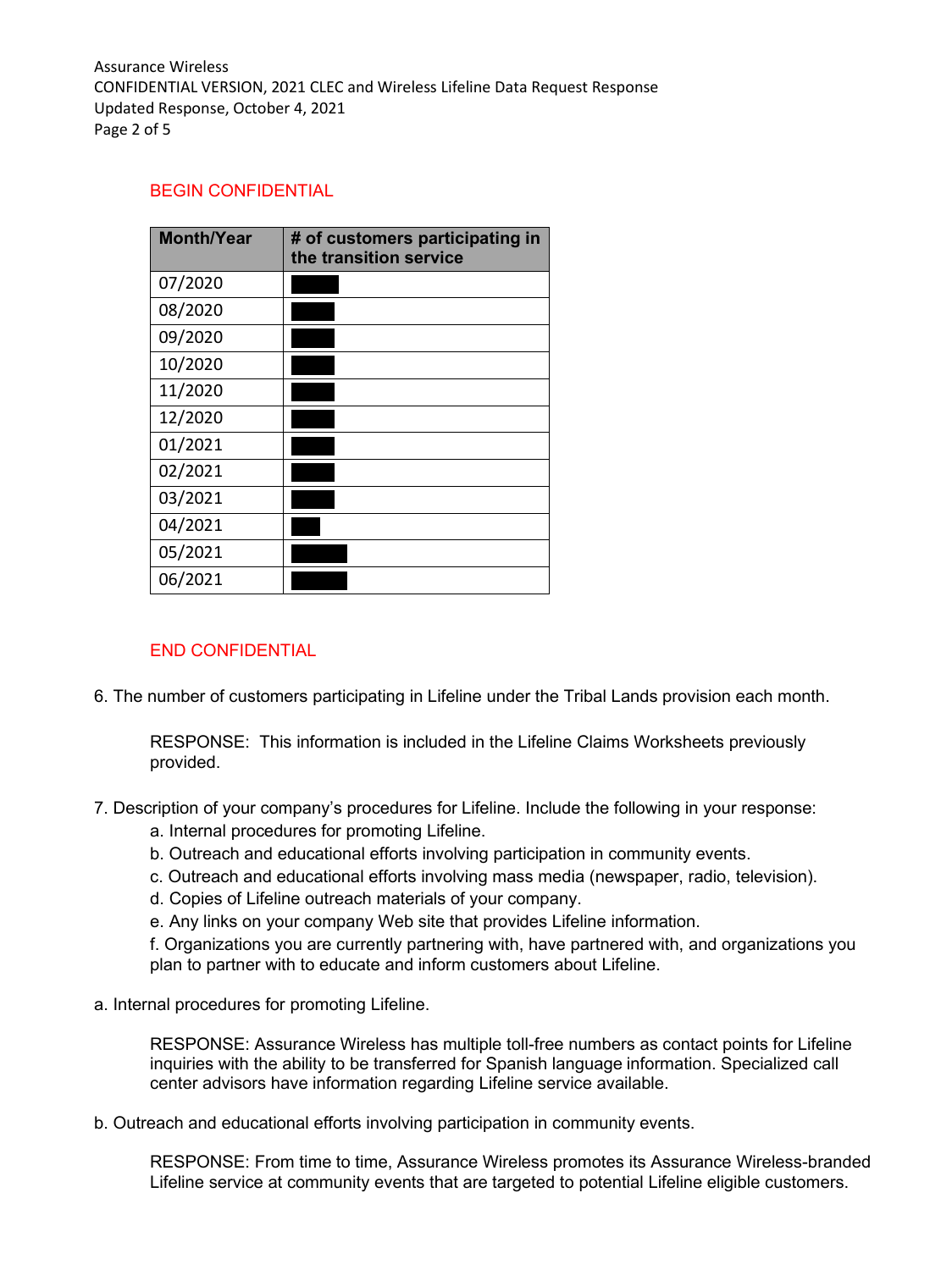BEGIN CONFIDENTIAL

| Month/Year | # of customers participating in the transition service |
|---|---|
| 07/2020 | |
| 08/2020 | |
| 09/2020 | |
| 10/2020 | |
| 11/2020 | |
| 12/2020 | |
| 01/2021 | |
| 02/2021 | |
| 03/2021 | |
| 04/2021 | |
| 05/2021 | |
| 06/2021 | |

END CONFIDENTIAL

6. The number of customers participating in Lifeline under the Tribal Lands provision each month.

   RESPONSE: This information is included in the Lifeline Claims Worksheets previously provided.

7. Description of your company's procedures for Lifeline. Include the following in your response:
   a. Internal procedures for promoting Lifeline.
   b. Outreach and educational efforts involving participation in community events.
   c. Outreach and educational efforts involving mass media (newspaper, radio, television).
   d. Copies of Lifeline outreach materials of your company.
   e. Any links on your company Web site that provides Lifeline information.
   f. Organizations you are currently partnering with, have partnered with, and organizations you plan to partner with to educate and inform customers about Lifeline.

a. Internal procedures for promoting Lifeline.

   RESPONSE: Assurance Wireless has multiple toll-free numbers as contact points for Lifeline inquiries with the ability to be transferred for Spanish language information. Specialized call center advisors have information regarding Lifeline service available.

b. Outreach and educational efforts involving participation in community events.

   RESPONSE: From time to time, Assurance Wireless promotes its Assurance Wireless-branded Lifeline service at community events that are targeted to potential Lifeline eligible customers.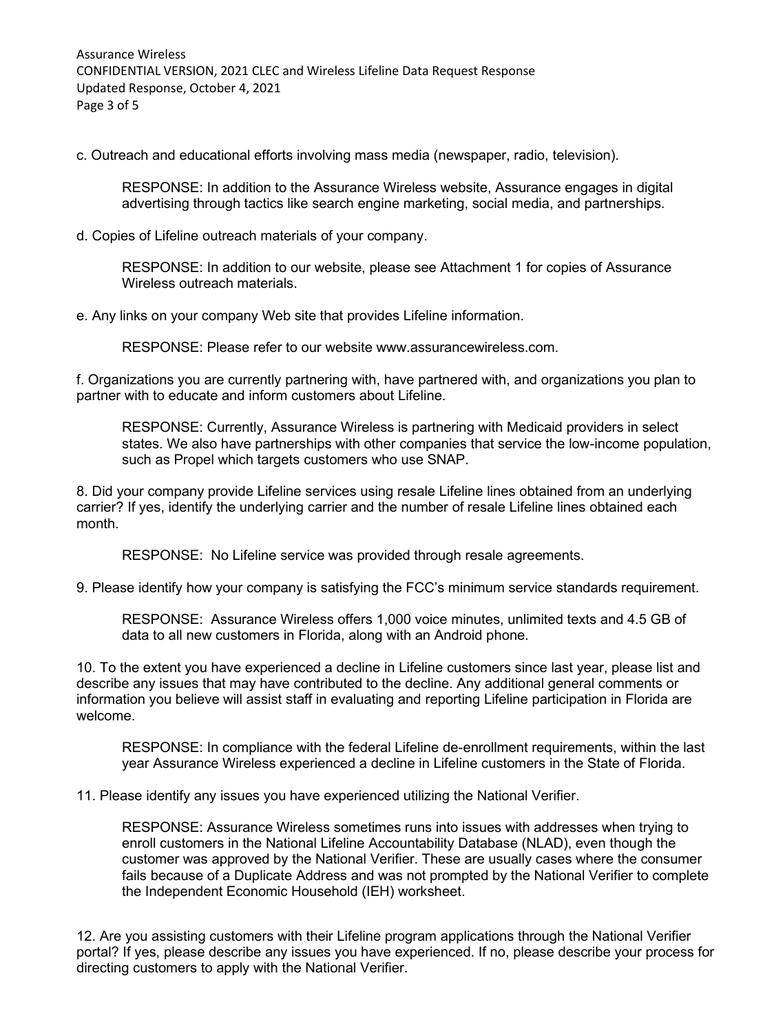c. Outreach and educational efforts involving mass media (newspaper, radio, television).

RESPONSE: In addition to the Assurance Wireless website, Assurance engages in digital advertising through tactics like search engine marketing, social media, and partnerships.

d. Copies of Lifeline outreach materials of your company.

RESPONSE: In addition to our website, please see Attachment 1 for copies of Assurance Wireless outreach materials.

e. Any links on your company Web site that provides Lifeline information.

RESPONSE: Please refer to our website www.assurancewireless.com.

f. Organizations you are currently partnering with, have partnered with, and organizations you plan to partner with to educate and inform customers about Lifeline.

RESPONSE: Currently, Assurance Wireless is partnering with Medicaid providers in select states. We also have partnerships with other companies that service the low-income population, such as Propel which targets customers who use SNAP.

8. Did your company provide Lifeline services using resale Lifeline lines obtained from an underlying carrier? If yes, identify the underlying carrier and the number of resale Lifeline lines obtained each month.

RESPONSE: No Lifeline service was provided through resale agreements.

9. Please identify how your company is satisfying the FCC's minimum service standards requirement.

RESPONSE: Assurance Wireless offers 1,000 voice minutes, unlimited texts and 4.5 GB of data to all new customers in Florida, along with an Android phone.

10. To the extent you have experienced a decline in Lifeline customers since last year, please list and describe any issues that may have contributed to the decline. Any additional general comments or information you believe will assist staff in evaluating and reporting Lifeline participation in Florida are welcome.

RESPONSE: In compliance with the federal Lifeline de-enrollment requirements, within the last year Assurance Wireless experienced a decline in Lifeline customers in the State of Florida.

11. Please identify any issues you have experienced utilizing the National Verifier.

RESPONSE: Assurance Wireless sometimes runs into issues with addresses when trying to enroll customers in the National Lifeline Accountability Database (NLAD), even though the customer was approved by the National Verifier. These are usually cases where the consumer fails because of a Duplicate Address and was not prompted by the National Verifier to complete the Independent Economic Household (IEH) worksheet.

12. Are you assisting customers with their Lifeline program applications through the National Verifier portal? If yes, please describe any issues you have experienced. If no, please describe your process for directing customers to apply with the National Verifier.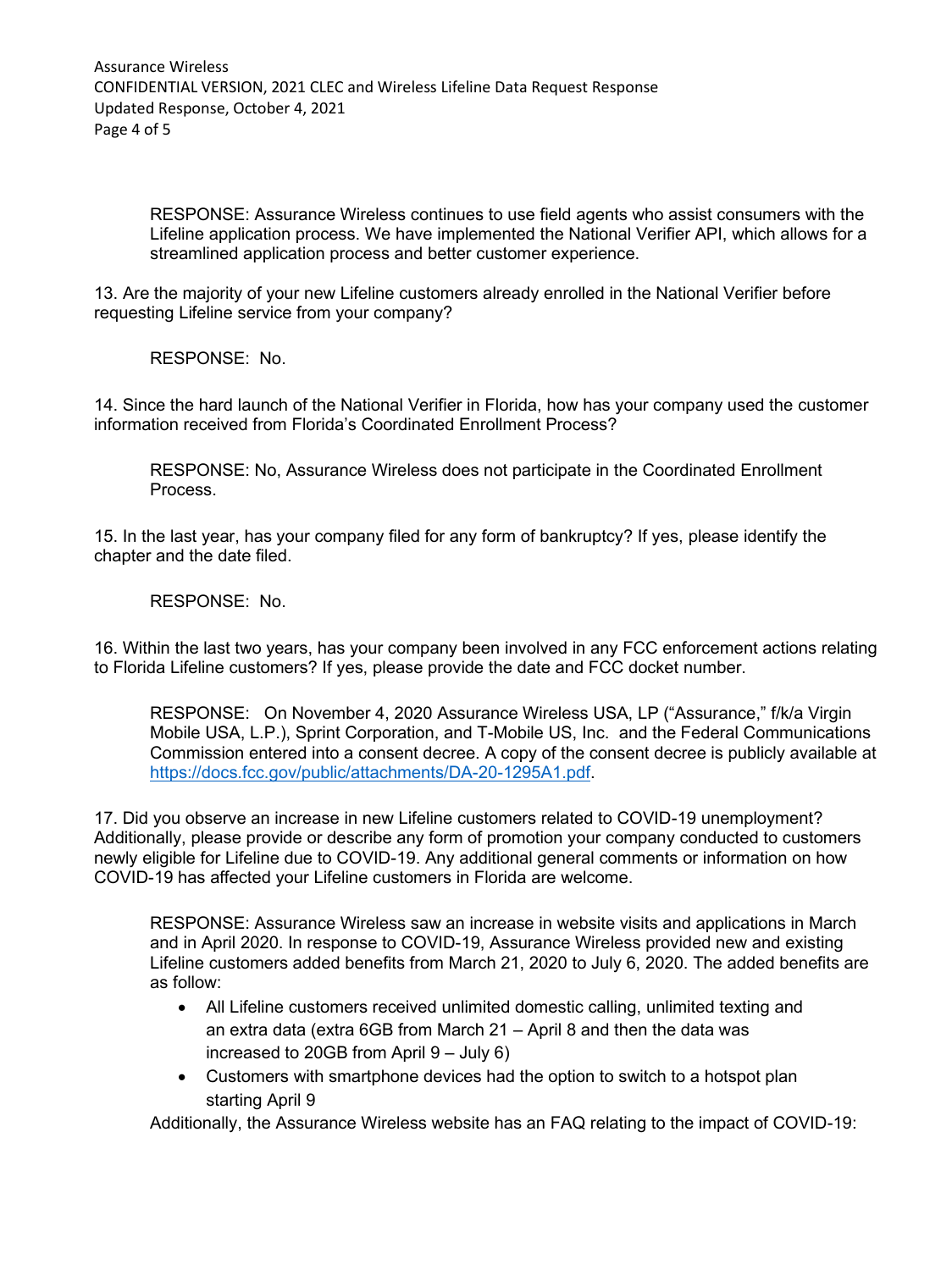RESPONSE: Assurance Wireless continues to use field agents who assist consumers with the Lifeline application process. We have implemented the National Verifier API, which allows for a streamlined application process and better customer experience.

13. Are the majority of your new Lifeline customers already enrolled in the National Verifier before requesting Lifeline service from your company?

RESPONSE: No.

14. Since the hard launch of the National Verifier in Florida, how has your company used the customer information received from Florida's Coordinated Enrollment Process?

RESPONSE: No, Assurance Wireless does not participate in the Coordinated Enrollment Process.

15. In the last year, has your company filed for any form of bankruptcy? If yes, please identify the chapter and the date filed.

RESPONSE: No.

16. Within the last two years, has your company been involved in any FCC enforcement actions relating to Florida Lifeline customers? If yes, please provide the date and FCC docket number.

RESPONSE: On November 4, 2020 Assurance Wireless USA, LP ("Assurance," f/k/a Virgin Mobile USA, L.P.), Sprint Corporation, and T-Mobile US, Inc. and the Federal Communications Commission entered into a consent decree. A copy of the consent decree is publicly available at [https://docs.fcc.gov/public/attachments/DA-20-1295A1.pdf](https://docs.fcc.gov/public/attachments/DA-20-1295A1.pdf).

17. Did you observe an increase in new Lifeline customers related to COVID-19 unemployment? Additionally, please provide or describe any form of promotion your company conducted to customers newly eligible for Lifeline due to COVID-19. Any additional general comments or information on how COVID-19 has affected your Lifeline customers in Florida are welcome.

RESPONSE: Assurance Wireless saw an increase in website visits and applications in March and in April 2020. In response to COVID-19, Assurance Wireless provided new and existing Lifeline customers added benefits from March 21, 2020 to July 6, 2020. The added benefits are as follow:

- All Lifeline customers received unlimited domestic calling, unlimited texting and an extra data (extra 6GB from March 21 – April 8 and then the data was increased to 20GB from April 9 – July 6)
- Customers with smartphone devices had the option to switch to a hotspot plan starting April 9

Additionally, the Assurance Wireless website has an FAQ relating to the impact of COVID-19: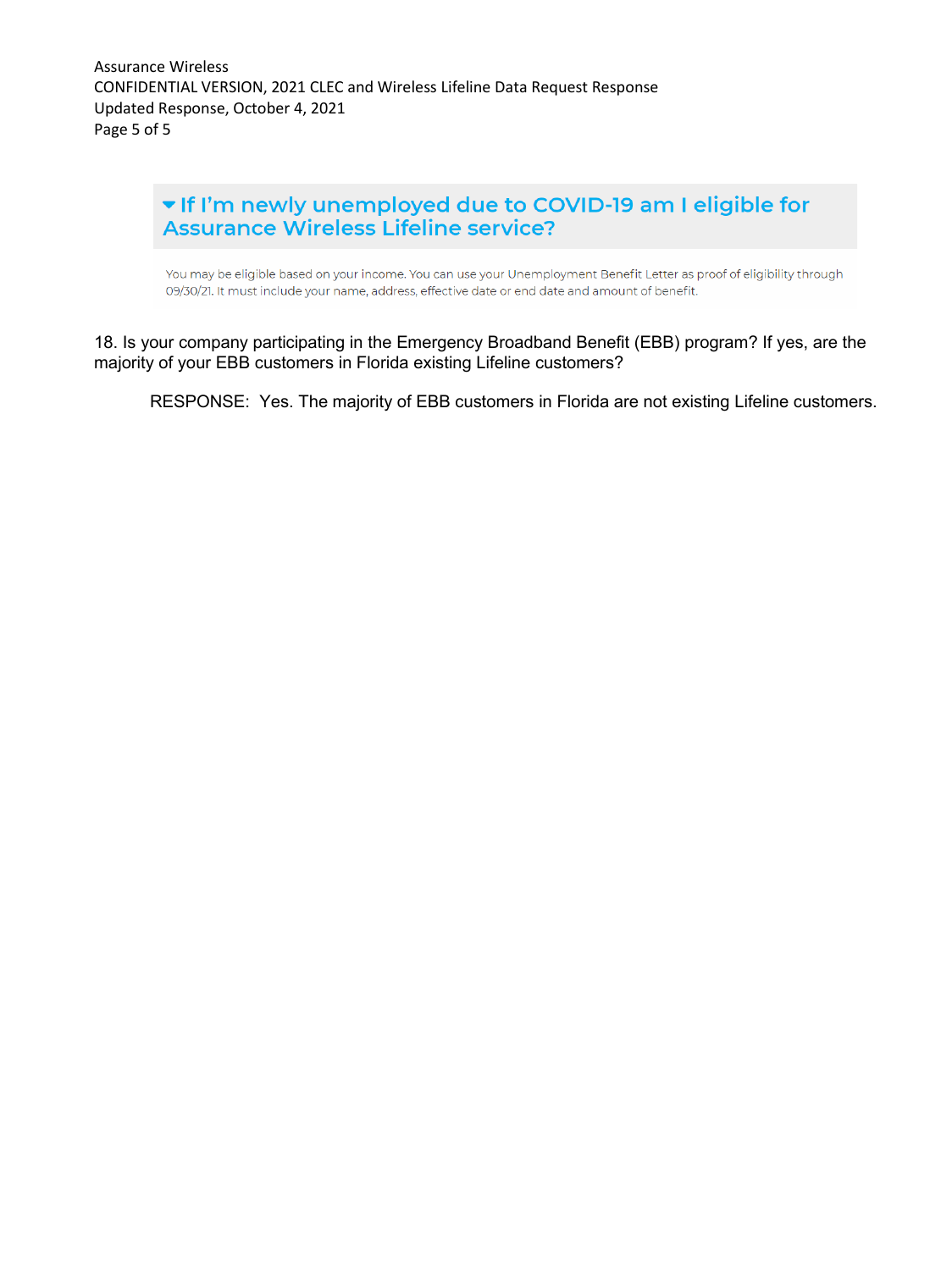### ▾ If I'm newly unemployed due to COVID-19 am I eligible for Assurance Wireless Lifeline service?

You may be eligible based on your income. You can use your Unemployment Benefit Letter as proof of eligibility through 09/30/21. It must include your name, address, effective date or end date and amount of benefit.

18. Is your company participating in the Emergency Broadband Benefit (EBB) program? If yes, are the majority of your EBB customers in Florida existing Lifeline customers?

RESPONSE: Yes. The majority of EBB customers in Florida are not existing Lifeline customers.